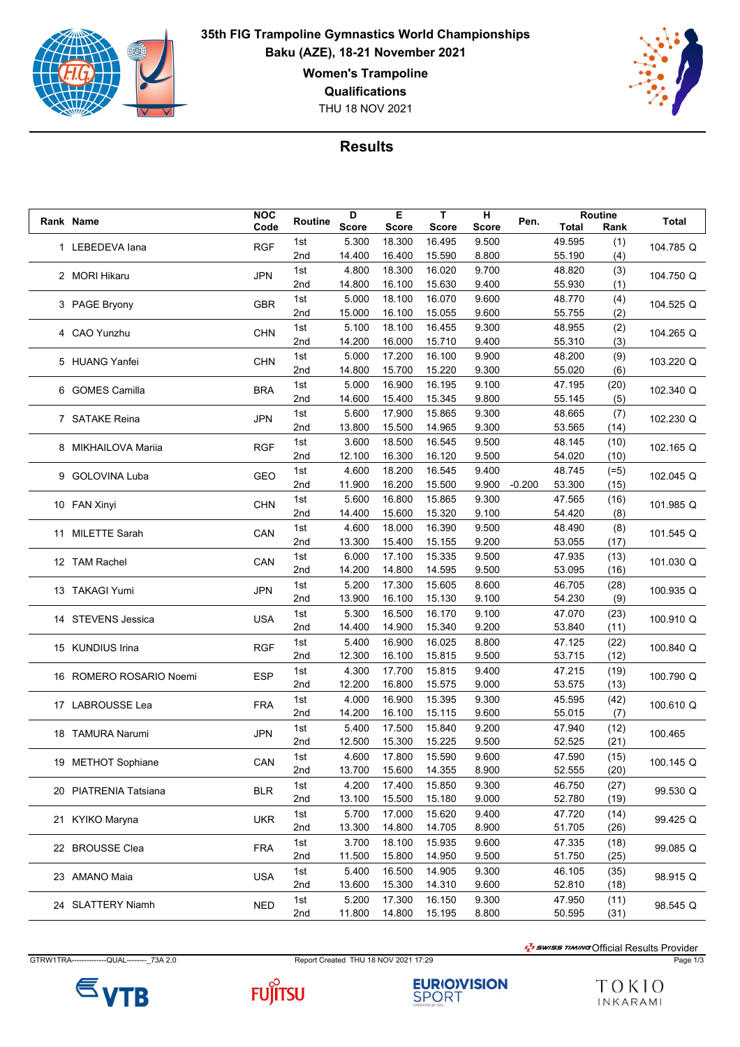# 35th FIG Trampoline Gymnastics World Championships

**Baku (AZE), 18-21 November 2021**

**Women's Trampoline**

**Qualifications**

THU 18 NOV 2021

## Results

| Rank | Name | NOC Code | Routine | D Score | E Score | T Score | H Score | Pen. | Routine Total | Routine Rank | Total |
|---|---|---|---|---|---|---|---|---|---|---|---|
| 1 | LEBEDEVA Iana | RGF | 1st | 5.300 | 18.300 | 16.495 | 9.500 | | 49.595 | (1) | 104.785 Q |
| | | | 2nd | 14.400 | 16.400 | 15.590 | 8.800 | | 55.190 | (4) | |
| 2 | MORI Hikaru | JPN | 1st | 4.800 | 18.300 | 16.020 | 9.700 | | 48.820 | (3) | 104.750 Q |
| | | | 2nd | 14.800 | 16.100 | 15.630 | 9.400 | | 55.930 | (1) | |
| 3 | PAGE Bryony | GBR | 1st | 5.000 | 18.100 | 16.070 | 9.600 | | 48.770 | (4) | 104.525 Q |
| | | | 2nd | 15.000 | 16.100 | 15.055 | 9.600 | | 55.755 | (2) | |
| 4 | CAO Yunzhu | CHN | 1st | 5.100 | 18.100 | 16.455 | 9.300 | | 48.955 | (2) | 104.265 Q |
| | | | 2nd | 14.200 | 16.000 | 15.710 | 9.400 | | 55.310 | (3) | |
| 5 | HUANG Yanfei | CHN | 1st | 5.000 | 17.200 | 16.100 | 9.900 | | 48.200 | (9) | 103.220 Q |
| | | | 2nd | 14.800 | 15.700 | 15.220 | 9.300 | | 55.020 | (6) | |
| 6 | GOMES Camilla | BRA | 1st | 5.000 | 16.900 | 16.195 | 9.100 | | 47.195 | (20) | 102.340 Q |
| | | | 2nd | 14.600 | 15.400 | 15.345 | 9.800 | | 55.145 | (5) | |
| 7 | SATAKE Reina | JPN | 1st | 5.600 | 17.900 | 15.865 | 9.300 | | 48.665 | (7) | 102.230 Q |
| | | | 2nd | 13.800 | 15.500 | 14.965 | 9.300 | | 53.565 | (14) | |
| 8 | MIKHAILOVA Mariia | RGF | 1st | 3.600 | 18.500 | 16.545 | 9.500 | | 48.145 | (10) | 102.165 Q |
| | | | 2nd | 12.100 | 16.300 | 16.120 | 9.500 | | 54.020 | (10) | |
| 9 | GOLOVINA Luba | GEO | 1st | 4.600 | 18.200 | 16.545 | 9.400 | | 48.745 | (=5) | 102.045 Q |
| | | | 2nd | 11.900 | 16.200 | 15.500 | 9.900 | -0.200 | 53.300 | (15) | |
| 10 | FAN Xinyi | CHN | 1st | 5.600 | 16.800 | 15.865 | 9.300 | | 47.565 | (16) | 101.985 Q |
| | | | 2nd | 14.400 | 15.600 | 15.320 | 9.100 | | 54.420 | (8) | |
| 11 | MILETTE Sarah | CAN | 1st | 4.600 | 18.000 | 16.390 | 9.500 | | 48.490 | (8) | 101.545 Q |
| | | | 2nd | 13.300 | 15.400 | 15.155 | 9.200 | | 53.055 | (17) | |
| 12 | TAM Rachel | CAN | 1st | 6.000 | 17.100 | 15.335 | 9.500 | | 47.935 | (13) | 101.030 Q |
| | | | 2nd | 14.200 | 14.800 | 14.595 | 9.500 | | 53.095 | (16) | |
| 13 | TAKAGI Yumi | JPN | 1st | 5.200 | 17.300 | 15.605 | 8.600 | | 46.705 | (28) | 100.935 Q |
| | | | 2nd | 13.900 | 16.100 | 15.130 | 9.100 | | 54.230 | (9) | |
| 14 | STEVENS Jessica | USA | 1st | 5.300 | 16.500 | 16.170 | 9.100 | | 47.070 | (23) | 100.910 Q |
| | | | 2nd | 14.400 | 14.900 | 15.340 | 9.200 | | 53.840 | (11) | |
| 15 | KUNDIUS Irina | RGF | 1st | 5.400 | 16.900 | 16.025 | 8.800 | | 47.125 | (22) | 100.840 Q |
| | | | 2nd | 12.300 | 16.100 | 15.815 | 9.500 | | 53.715 | (12) | |
| 16 | ROMERO ROSARIO Noemi | ESP | 1st | 4.300 | 17.700 | 15.815 | 9.400 | | 47.215 | (19) | 100.790 Q |
| | | | 2nd | 12.200 | 16.800 | 15.575 | 9.000 | | 53.575 | (13) | |
| 17 | LABROUSSE Lea | FRA | 1st | 4.000 | 16.900 | 15.395 | 9.300 | | 45.595 | (42) | 100.610 Q |
| | | | 2nd | 14.200 | 16.100 | 15.115 | 9.600 | | 55.015 | (7) | |
| 18 | TAMURA Narumi | JPN | 1st | 5.400 | 17.500 | 15.840 | 9.200 | | 47.940 | (12) | 100.465 |
| | | | 2nd | 12.500 | 15.300 | 15.225 | 9.500 | | 52.525 | (21) | |
| 19 | METHOT Sophiane | CAN | 1st | 4.600 | 17.800 | 15.590 | 9.600 | | 47.590 | (15) | 100.145 Q |
| | | | 2nd | 13.700 | 15.600 | 14.355 | 8.900 | | 52.555 | (20) | |
| 20 | PIATRENIA Tatsiana | BLR | 1st | 4.200 | 17.400 | 15.850 | 9.300 | | 46.750 | (27) | 99.530 Q |
| | | | 2nd | 13.100 | 15.500 | 15.180 | 9.000 | | 52.780 | (19) | |
| 21 | KYIKO Maryna | UKR | 1st | 5.700 | 17.000 | 15.620 | 9.400 | | 47.720 | (14) | 99.425 Q |
| | | | 2nd | 13.300 | 14.800 | 14.705 | 8.900 | | 51.705 | (26) | |
| 22 | BROUSSE Clea | FRA | 1st | 3.700 | 18.100 | 15.935 | 9.600 | | 47.335 | (18) | 99.085 Q |
| | | | 2nd | 11.500 | 15.800 | 14.950 | 9.500 | | 51.750 | (25) | |
| 23 | AMANO Maia | USA | 1st | 5.400 | 16.500 | 14.905 | 9.300 | | 46.105 | (35) | 98.915 Q |
| | | | 2nd | 13.600 | 15.300 | 14.310 | 9.600 | | 52.810 | (18) | |
| 24 | SLATTERY Niamh | NED | 1st | 5.200 | 17.300 | 16.150 | 9.300 | | 47.950 | (11) | 98.545 Q |
| | | | 2nd | 11.800 | 14.800 | 15.195 | 8.800 | | 50.595 | (31) | |

SWISS TIMING Official Results Provider

GTRW1TRA---------------QUAL--------_73A 2.0 Report Created THU 18 NOV 2021 17:29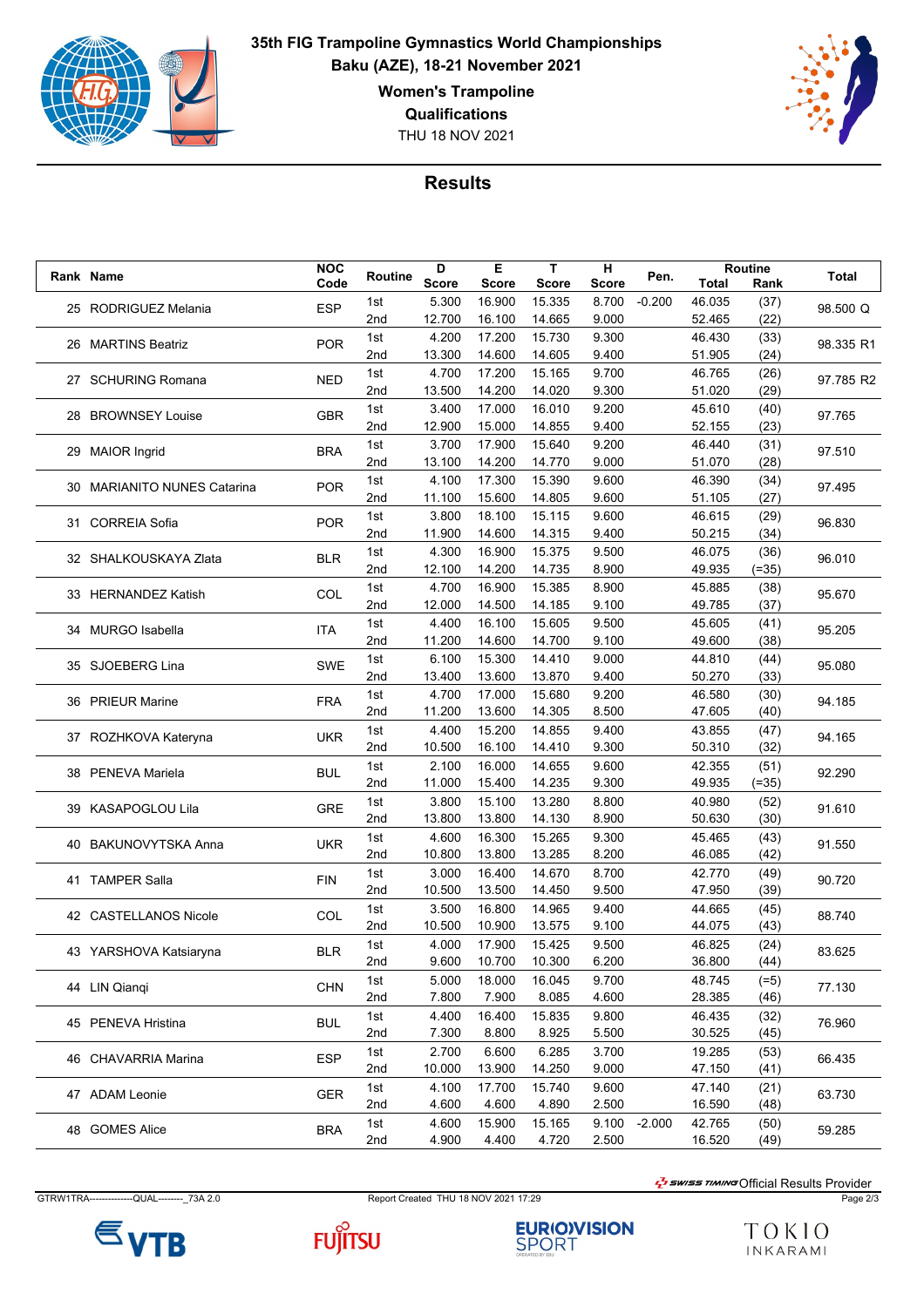**35th FIG Trampoline Gymnastics World Championships**

**Baku (AZE), 18-21 November 2021**

**Women's Trampoline**

**Qualifications**

THU 18 NOV 2021

## Results

| Rank | Name | NOC Code | Routine | D Score | E Score | T Score | H Score | Pen. | Routine Total | Routine Rank | Total |
|---|---|---|---|---|---|---|---|---|---|---|---|
| 25 | RODRIGUEZ Melania | ESP | 1st | 5.300 | 16.900 | 15.335 | 8.700 | -0.200 | 46.035 | (37) | 98.500 Q |
| | | | 2nd | 12.700 | 16.100 | 14.665 | 9.000 | | 52.465 | (22) | |
| 26 | MARTINS Beatriz | POR | 1st | 4.200 | 17.200 | 15.730 | 9.300 | | 46.430 | (33) | 98.335 R1 |
| | | | 2nd | 13.300 | 14.600 | 14.605 | 9.400 | | 51.905 | (24) | |
| 27 | SCHURING Romana | NED | 1st | 4.700 | 17.200 | 15.165 | 9.700 | | 46.765 | (26) | 97.785 R2 |
| | | | 2nd | 13.500 | 14.200 | 14.020 | 9.300 | | 51.020 | (29) | |
| 28 | BROWNSEY Louise | GBR | 1st | 3.400 | 17.000 | 16.010 | 9.200 | | 45.610 | (40) | 97.765 |
| | | | 2nd | 12.900 | 15.000 | 14.855 | 9.400 | | 52.155 | (23) | |
| 29 | MAIOR Ingrid | BRA | 1st | 3.700 | 17.900 | 15.640 | 9.200 | | 46.440 | (31) | 97.510 |
| | | | 2nd | 13.100 | 14.200 | 14.770 | 9.000 | | 51.070 | (28) | |
| 30 | MARIANITO NUNES Catarina | POR | 1st | 4.100 | 17.300 | 15.390 | 9.600 | | 46.390 | (34) | 97.495 |
| | | | 2nd | 11.100 | 15.600 | 14.805 | 9.600 | | 51.105 | (27) | |
| 31 | CORREIA Sofia | POR | 1st | 3.800 | 18.100 | 15.115 | 9.600 | | 46.615 | (29) | 96.830 |
| | | | 2nd | 11.900 | 14.600 | 14.315 | 9.400 | | 50.215 | (34) | |
| 32 | SHALKOUSKAYA Zlata | BLR | 1st | 4.300 | 16.900 | 15.375 | 9.500 | | 46.075 | (36) | 96.010 |
| | | | 2nd | 12.100 | 14.200 | 14.735 | 8.900 | | 49.935 | (=35) | |
| 33 | HERNANDEZ Katish | COL | 1st | 4.700 | 16.900 | 15.385 | 8.900 | | 45.885 | (38) | 95.670 |
| | | | 2nd | 12.000 | 14.500 | 14.185 | 9.100 | | 49.785 | (37) | |
| 34 | MURGO Isabella | ITA | 1st | 4.400 | 16.100 | 15.605 | 9.500 | | 45.605 | (41) | 95.205 |
| | | | 2nd | 11.200 | 14.600 | 14.700 | 9.100 | | 49.600 | (38) | |
| 35 | SJOEBERG Lina | SWE | 1st | 6.100 | 15.300 | 14.410 | 9.000 | | 44.810 | (44) | 95.080 |
| | | | 2nd | 13.400 | 13.600 | 13.870 | 9.400 | | 50.270 | (33) | |
| 36 | PRIEUR Marine | FRA | 1st | 4.700 | 17.000 | 15.680 | 9.200 | | 46.580 | (30) | 94.185 |
| | | | 2nd | 11.200 | 13.600 | 14.305 | 8.500 | | 47.605 | (40) | |
| 37 | ROZHKOVA Kateryna | UKR | 1st | 4.400 | 15.200 | 14.855 | 9.400 | | 43.855 | (47) | 94.165 |
| | | | 2nd | 10.500 | 16.100 | 14.410 | 9.300 | | 50.310 | (32) | |
| 38 | PENEVA Mariela | BUL | 1st | 2.100 | 16.000 | 14.655 | 9.600 | | 42.355 | (51) | 92.290 |
| | | | 2nd | 11.000 | 15.400 | 14.235 | 9.300 | | 49.935 | (=35) | |
| 39 | KASAPOGLOU Lila | GRE | 1st | 3.800 | 15.100 | 13.280 | 8.800 | | 40.980 | (52) | 91.610 |
| | | | 2nd | 13.800 | 13.800 | 14.130 | 8.900 | | 50.630 | (30) | |
| 40 | BAKUNOVYTSKA Anna | UKR | 1st | 4.600 | 16.300 | 15.265 | 9.300 | | 45.465 | (43) | 91.550 |
| | | | 2nd | 10.800 | 13.800 | 13.285 | 8.200 | | 46.085 | (42) | |
| 41 | TAMPER Salla | FIN | 1st | 3.000 | 16.400 | 14.670 | 8.700 | | 42.770 | (49) | 90.720 |
| | | | 2nd | 10.500 | 13.500 | 14.450 | 9.500 | | 47.950 | (39) | |
| 42 | CASTELLANOS Nicole | COL | 1st | 3.500 | 16.800 | 14.965 | 9.400 | | 44.665 | (45) | 88.740 |
| | | | 2nd | 10.500 | 10.900 | 13.575 | 9.100 | | 44.075 | (43) | |
| 43 | YARSHOVA Katsiaryna | BLR | 1st | 4.000 | 17.900 | 15.425 | 9.500 | | 46.825 | (24) | 83.625 |
| | | | 2nd | 9.600 | 10.700 | 10.300 | 6.200 | | 36.800 | (44) | |
| 44 | LIN Qianqi | CHN | 1st | 5.000 | 18.000 | 16.045 | 9.700 | | 48.745 | (=5) | 77.130 |
| | | | 2nd | 7.800 | 7.900 | 8.085 | 4.600 | | 28.385 | (46) | |
| 45 | PENEVA Hristina | BUL | 1st | 4.400 | 16.400 | 15.835 | 9.800 | | 46.435 | (32) | 76.960 |
| | | | 2nd | 7.300 | 8.800 | 8.925 | 5.500 | | 30.525 | (45) | |
| 46 | CHAVARRIA Marina | ESP | 1st | 2.700 | 6.600 | 6.285 | 3.700 | | 19.285 | (53) | 66.435 |
| | | | 2nd | 10.000 | 13.900 | 14.250 | 9.000 | | 47.150 | (41) | |
| 47 | ADAM Leonie | GER | 1st | 4.100 | 17.700 | 15.740 | 9.600 | | 47.140 | (21) | 63.730 |
| | | | 2nd | 4.600 | 4.600 | 4.890 | 2.500 | | 16.590 | (48) | |
| 48 | GOMES Alice | BRA | 1st | 4.600 | 15.900 | 15.165 | 9.100 | -2.000 | 42.765 | (50) | 59.285 |
| | | | 2nd | 4.900 | 4.400 | 4.720 | 2.500 | | 16.520 | (49) | |

SWISS TIMING Official Results Provider

GTRW1TRA--------------QUAL--------_73A 2.0 Report Created THU 18 NOV 2021 17:29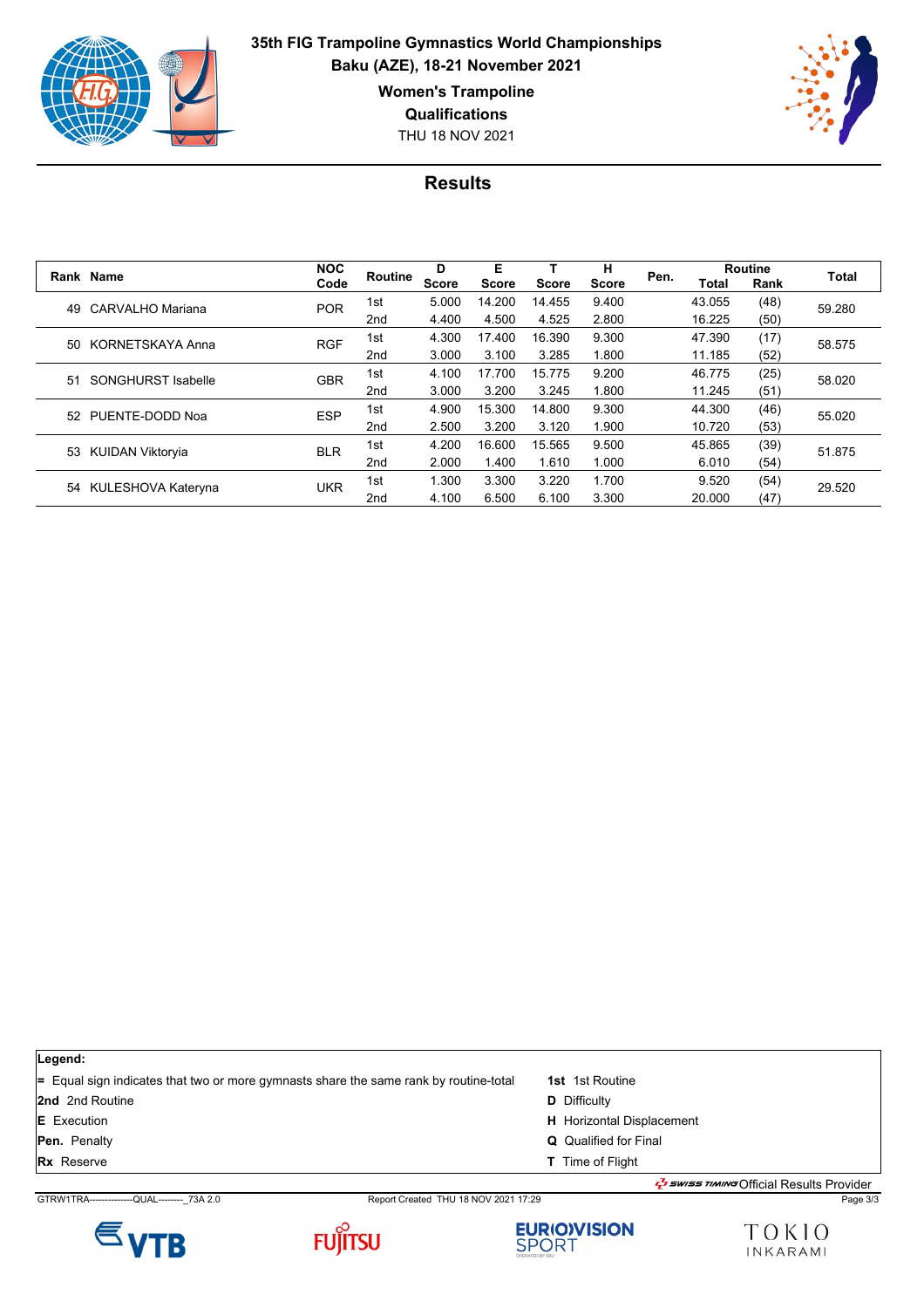# 35th FIG Trampoline Gymnastics World Championships

**Baku (AZE), 18-21 November 2021**

**Women's Trampoline**

**Qualifications**

THU 18 NOV 2021

## Results

| Rank | Name | NOC Code | Routine | D Score | E Score | T Score | H Score | Pen. | Routine Total | Routine Rank | Total |
|---|---|---|---|---|---|---|---|---|---|---|---|
| 49 | CARVALHO Mariana | POR | 1st | 5.000 | 14.200 | 14.455 | 9.400 | | 43.055 | (48) | 59.280 |
| | | | 2nd | 4.400 | 4.500 | 4.525 | 2.800 | | 16.225 | (50) | |
| 50 | KORNETSKAYA Anna | RGF | 1st | 4.300 | 17.400 | 16.390 | 9.300 | | 47.390 | (17) | 58.575 |
| | | | 2nd | 3.000 | 3.100 | 3.285 | 1.800 | | 11.185 | (52) | |
| 51 | SONGHURST Isabelle | GBR | 1st | 4.100 | 17.700 | 15.775 | 9.200 | | 46.775 | (25) | 58.020 |
| | | | 2nd | 3.000 | 3.200 | 3.245 | 1.800 | | 11.245 | (51) | |
| 52 | PUENTE-DODD Noa | ESP | 1st | 4.900 | 15.300 | 14.800 | 9.300 | | 44.300 | (46) | 55.020 |
| | | | 2nd | 2.500 | 3.200 | 3.120 | 1.900 | | 10.720 | (53) | |
| 53 | KUIDAN Viktoryia | BLR | 1st | 4.200 | 16.600 | 15.565 | 9.500 | | 45.865 | (39) | 51.875 |
| | | | 2nd | 2.000 | 1.400 | 1.610 | 1.000 | | 6.010 | (54) | |
| 54 | KULESHOVA Kateryna | UKR | 1st | 1.300 | 3.300 | 3.220 | 1.700 | | 9.520 | (54) | 29.520 |
| | | | 2nd | 4.100 | 6.500 | 6.100 | 3.300 | | 20.000 | (47) | |

**Legend:**

- **=** Equal sign indicates that two or more gymnasts share the same rank by routine-total
- **1st** 1st Routine
- **2nd** 2nd Routine
- **D** Difficulty
- **E** Execution
- **H** Horizontal Displacement
- **Pen.** Penalty
- **Q** Qualified for Final
- **Rx** Reserve
- **T** Time of Flight

SWISS TIMING Official Results Provider

GTRW1TRA---------------QUAL--------_73A 2.0 Report Created THU 18 NOV 2021 17:29